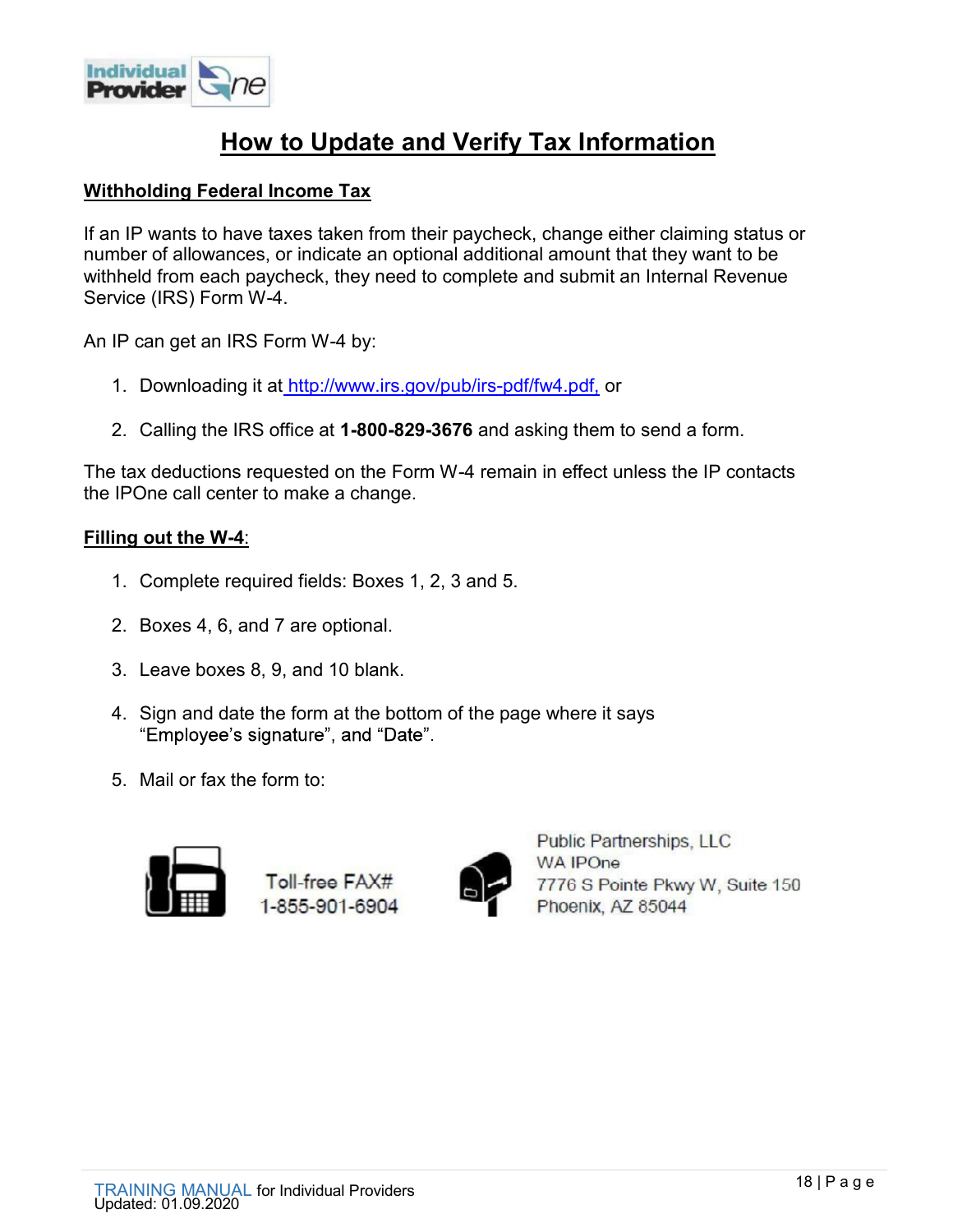# How to Update and Verify Tax Information

## Withholding Federal Income Tax

If an IP wants to have taxes taken from their paycheck, change either claiming status or number of allowances, or indicate an optional additional amount that they want to be withheld from each paycheck, they need to complete and submit an Internal Revenue Service (IRS) Form W-4.

An IP can get an IRS Form W-4 by:

1. Downloading it at http://www.irs.gov/pub/irs-pdf/fw4.pdf, or
2. Calling the IRS office at **1-800-829-3676** and asking them to send a form.

The tax deductions requested on the Form W-4 remain in effect unless the IP contacts the IPOne call center to make a change.

## Filling out the W-4:

1. Complete required fields: Boxes 1, 2, 3 and 5.
2. Boxes 4, 6, and 7 are optional.
3. Leave boxes 8, 9, and 10 blank.
4. Sign and date the form at the bottom of the page where it says "Employee's signature", and "Date".
5. Mail or fax the form to:

Toll-free FAX#
1-855-901-6904

Public Partnerships, LLC
WA IPOne
7776 S Pointe Pkwy W, Suite 150
Phoenix, AZ 85044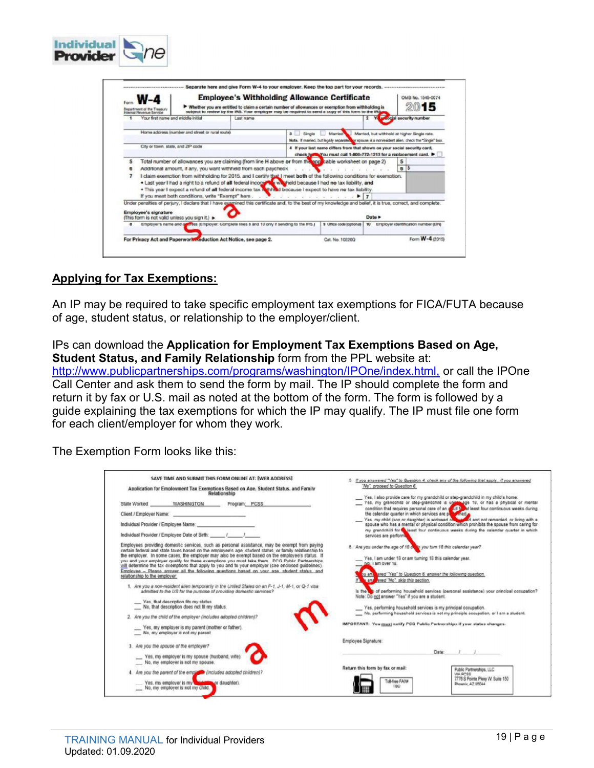## Applying for Tax Exemptions:

An IP may be required to take specific employment tax exemptions for FICA/FUTA because of age, student status, or relationship to the employer/client.

IPs can download the **Application for Employment Tax Exemptions Based on Age, Student Status, and Family Relationship** form from the PPL website at: http://www.publicpartnerships.com/programs/washington/IPOne/index.html, or call the IPOne Call Center and ask them to send the form by mail. The IP should complete the form and return it by fax or U.S. mail as noted at the bottom of the form. The form is followed by a guide explaining the tax exemptions for which the IP may qualify. The IP must file one form for each client/employer for whom they work.

The Exemption Form looks like this: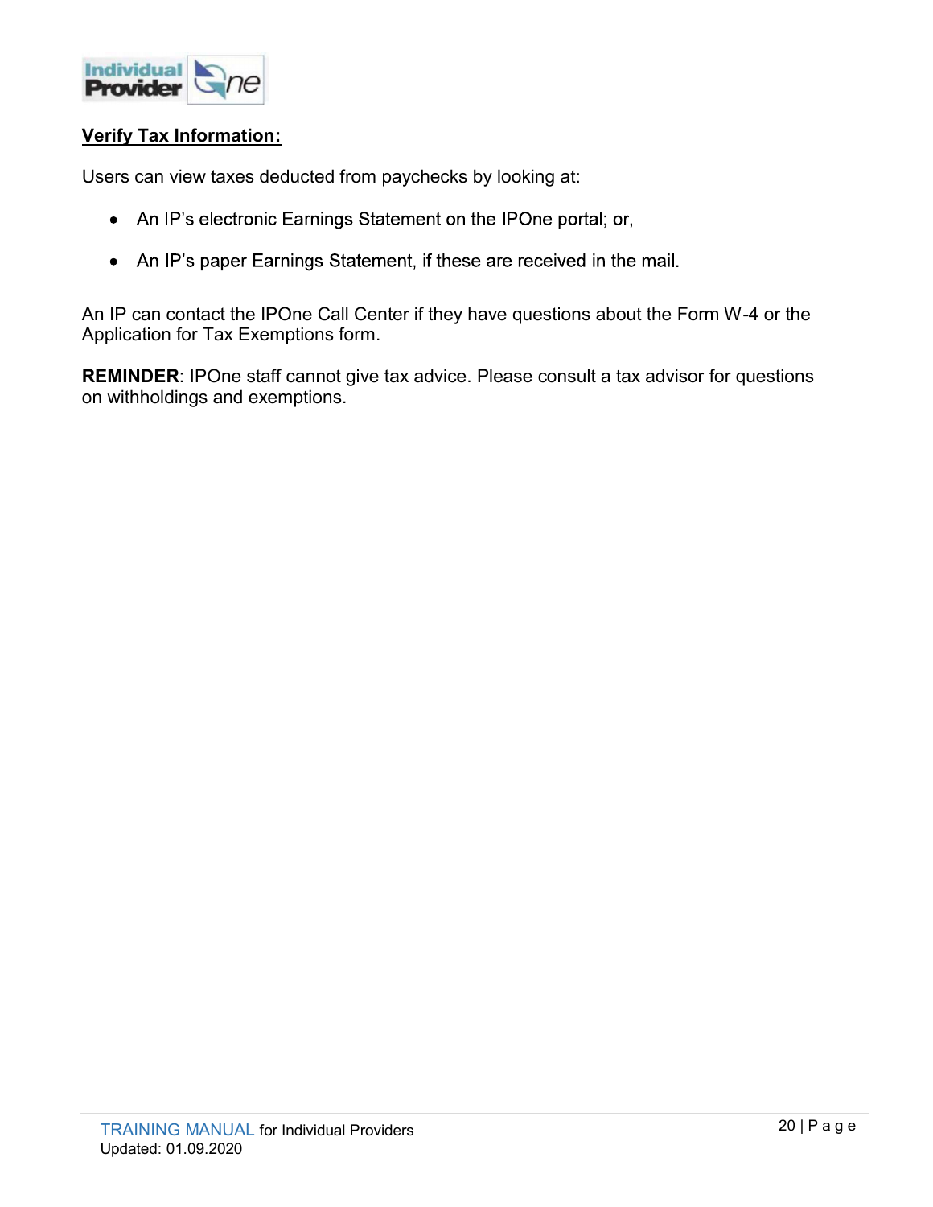## Verify Tax Information:

Users can view taxes deducted from paychecks by looking at:

- An IP's electronic Earnings Statement on the IPOne portal; or,
- An IP's paper Earnings Statement, if these are received in the mail.

An IP can contact the IPOne Call Center if they have questions about the Form W-4 or the Application for Tax Exemptions form.

**REMINDER**: IPOne staff cannot give tax advice. Please consult a tax advisor for questions on withholdings and exemptions.